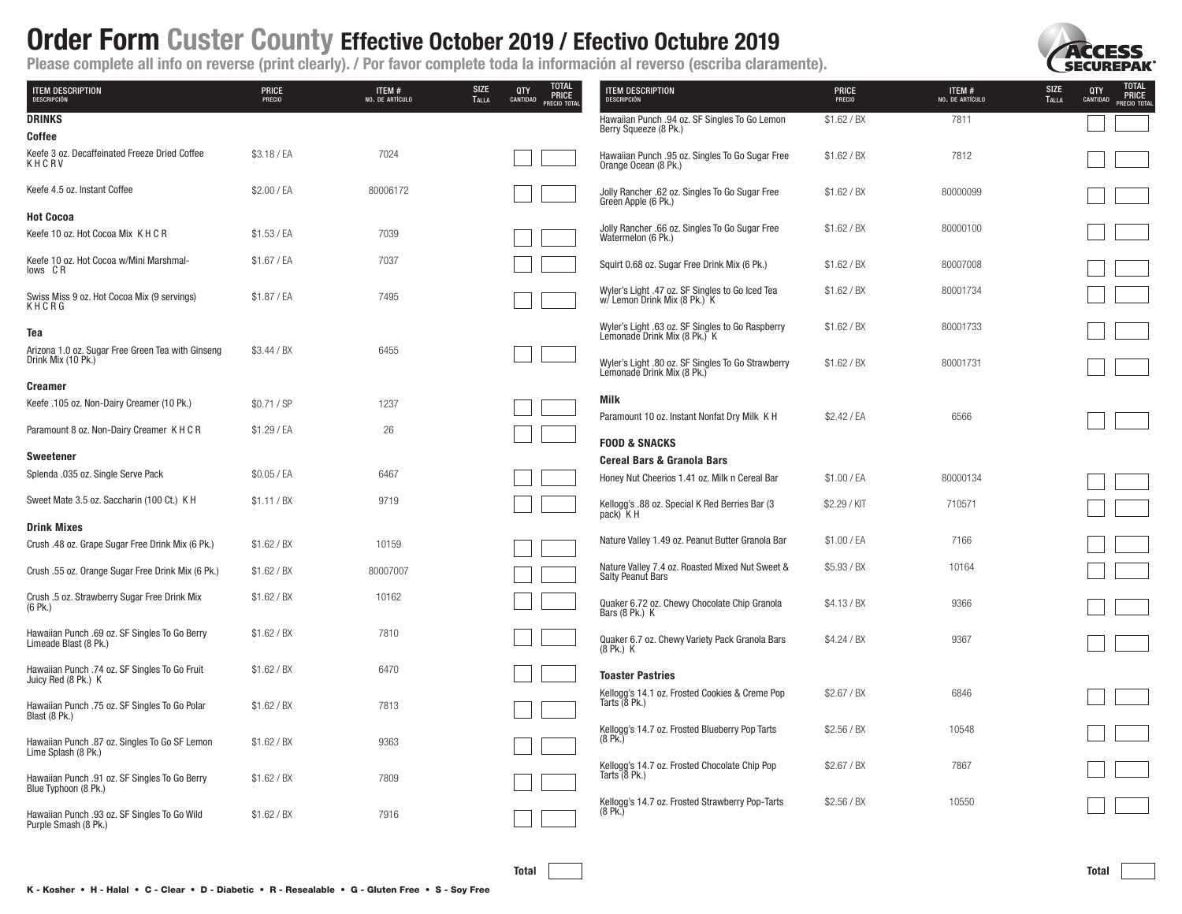# Order Form Custer County Effective October 2019 / Efectivo Octubre 2019

**Please complete all info on reverse (print clearly). / Por favor complete toda la información al reverso (escriba claramente).**

| ITEM DESCRIPTION<br>DESCRIPCIÓN | PRICE<br>PRECIO | ITEM #<br>NO. DE ARTÍCULO | SIZE<br>TALLA | QTY<br>CANTIDAD | TOTAL PRICE<br>PRECIO TOTAL |
|---|---|---|---|---|---|
| **DRINKS** | | | | | |
| **Coffee** | | | | | |
| Keefe 3 oz. Decaffeinated Freeze Dried Coffee K H C R V | $3.18 / EA | 7024 | | | |
| Keefe 4.5 oz. Instant Coffee | $2.00 / EA | 80006172 | | | |
| **Hot Cocoa** | | | | | |
| Keefe 10 oz. Hot Cocoa Mix K H C R | $1.53 / EA | 7039 | | | |
| Keefe 10 oz. Hot Cocoa w/Mini Marshmallows C R | $1.67 / EA | 7037 | | | |
| Swiss Miss 9 oz. Hot Cocoa Mix (9 servings) K H C R G | $1.87 / EA | 7495 | | | |
| **Tea** | | | | | |
| Arizona 1.0 oz. Sugar Free Green Tea with Ginseng Drink Mix (10 Pk.) | $3.44 / BX | 6455 | | | |
| **Creamer** | | | | | |
| Keefe .105 oz. Non-Dairy Creamer (10 Pk.) | $0.71 / SP | 1237 | | | |
| Paramount 8 oz. Non-Dairy Creamer K H C R | $1.29 / EA | 26 | | | |
| **Sweetener** | | | | | |
| Splenda .035 oz. Single Serve Pack | $0.05 / EA | 6467 | | | |
| Sweet Mate 3.5 oz. Saccharin (100 Ct.) K H | $1.11 / BX | 9719 | | | |
| **Drink Mixes** | | | | | |
| Crush .48 oz. Grape Sugar Free Drink Mix (6 Pk.) | $1.62 / BX | 10159 | | | |
| Crush .55 oz. Orange Sugar Free Drink Mix (6 Pk.) | $1.62 / BX | 80007007 | | | |
| Crush .5 oz. Strawberry Sugar Free Drink Mix (6 Pk.) | $1.62 / BX | 10162 | | | |
| Hawaiian Punch .69 oz. SF Singles To Go Berry Limeade Blast (8 Pk.) | $1.62 / BX | 7810 | | | |
| Hawaiian Punch .74 oz. SF Singles To Go Fruit Juicy Red (8 Pk.) K | $1.62 / BX | 6470 | | | |
| Hawaiian Punch .75 oz. SF Singles To Go Polar Blast (8 Pk.) | $1.62 / BX | 7813 | | | |
| Hawaiian Punch .87 oz. Singles To Go SF Lemon Lime Splash (8 Pk.) | $1.62 / BX | 9363 | | | |
| Hawaiian Punch .91 oz. SF Singles To Go Berry Blue Typhoon (8 Pk.) | $1.62 / BX | 7809 | | | |
| Hawaiian Punch .93 oz. SF Singles To Go Wild Purple Smash (8 Pk.) | $1.62 / BX | 7916 | | | |
| | | | | **Total** | |

| ITEM DESCRIPTION<br>DESCRIPCIÓN | PRICE<br>PRECIO | ITEM #<br>NO. DE ARTÍCULO | SIZE<br>TALLA | QTY<br>CANTIDAD | TOTAL PRICE<br>PRECIO TOTAL |
|---|---|---|---|---|---|
| Hawaiian Punch .94 oz. SF Singles To Go Lemon Berry Squeeze (8 Pk.) | $1.62 / BX | 7811 | | | |
| Hawaiian Punch .95 oz. Singles To Go Sugar Free Orange Ocean (8 Pk.) | $1.62 / BX | 7812 | | | |
| Jolly Rancher .62 oz. Singles To Go Sugar Free Green Apple (6 Pk.) | $1.62 / BX | 80000099 | | | |
| Jolly Rancher .66 oz. Singles To Go Sugar Free Watermelon (6 Pk.) | $1.62 / BX | 80000100 | | | |
| Squirt 0.68 oz. Sugar Free Drink Mix (6 Pk.) | $1.62 / BX | 80007008 | | | |
| Wyler's Light .47 oz. SF Singles to Go Iced Tea w/ Lemon Drink Mix (8 Pk.) K | $1.62 / BX | 80001734 | | | |
| Wyler's Light .63 oz. SF Singles to Go Raspberry Lemonade Drink Mix (8 Pk.) K | $1.62 / BX | 80001733 | | | |
| Wyler's Light .80 oz. SF Singles To Go Strawberry Lemonade Drink Mix (8 Pk.) | $1.62 / BX | 80001731 | | | |
| **Milk** | | | | | |
| Paramount 10 oz. Instant Nonfat Dry Milk K H | $2.42 / EA | 6566 | | | |
| **FOOD & SNACKS** | | | | | |
| **Cereal Bars & Granola Bars** | | | | | |
| Honey Nut Cheerios 1.41 oz. Milk n Cereal Bar | $1.00 / EA | 80000134 | | | |
| Kellogg's .88 oz. Special K Red Berries Bar (3 pack) K H | $2.29 / KIT | 710571 | | | |
| Nature Valley 1.49 oz. Peanut Butter Granola Bar | $1.00 / EA | 7166 | | | |
| Nature Valley 7.4 oz. Roasted Mixed Nut Sweet & Salty Peanut Bars | $5.93 / BX | 10164 | | | |
| Quaker 6.72 oz. Chewy Chocolate Chip Granola Bars (8 Pk.) K | $4.13 / BX | 9366 | | | |
| Quaker 6.7 oz. Chewy Variety Pack Granola Bars (8 Pk.) K | $4.24 / BX | 9367 | | | |
| **Toaster Pastries** | | | | | |
| Kellogg's 14.1 oz. Frosted Cookies & Creme Pop Tarts (8 Pk.) | $2.67 / BX | 6846 | | | |
| Kellogg's 14.7 oz. Frosted Blueberry Pop Tarts (8 Pk.) | $2.56 / BX | 10548 | | | |
| Kellogg's 14.7 oz. Frosted Chocolate Chip Pop Tarts (8 Pk.) | $2.67 / BX | 7867 | | | |
| Kellogg's 14.7 oz. Frosted Strawberry Pop-Tarts (8 Pk.) | $2.56 / BX | 10550 | | | |
| | | | | **Total** | |

**K - Kosher • H - Halal • C - Clear • D - Diabetic • R - Resealable • G - Gluten Free • S - Soy Free**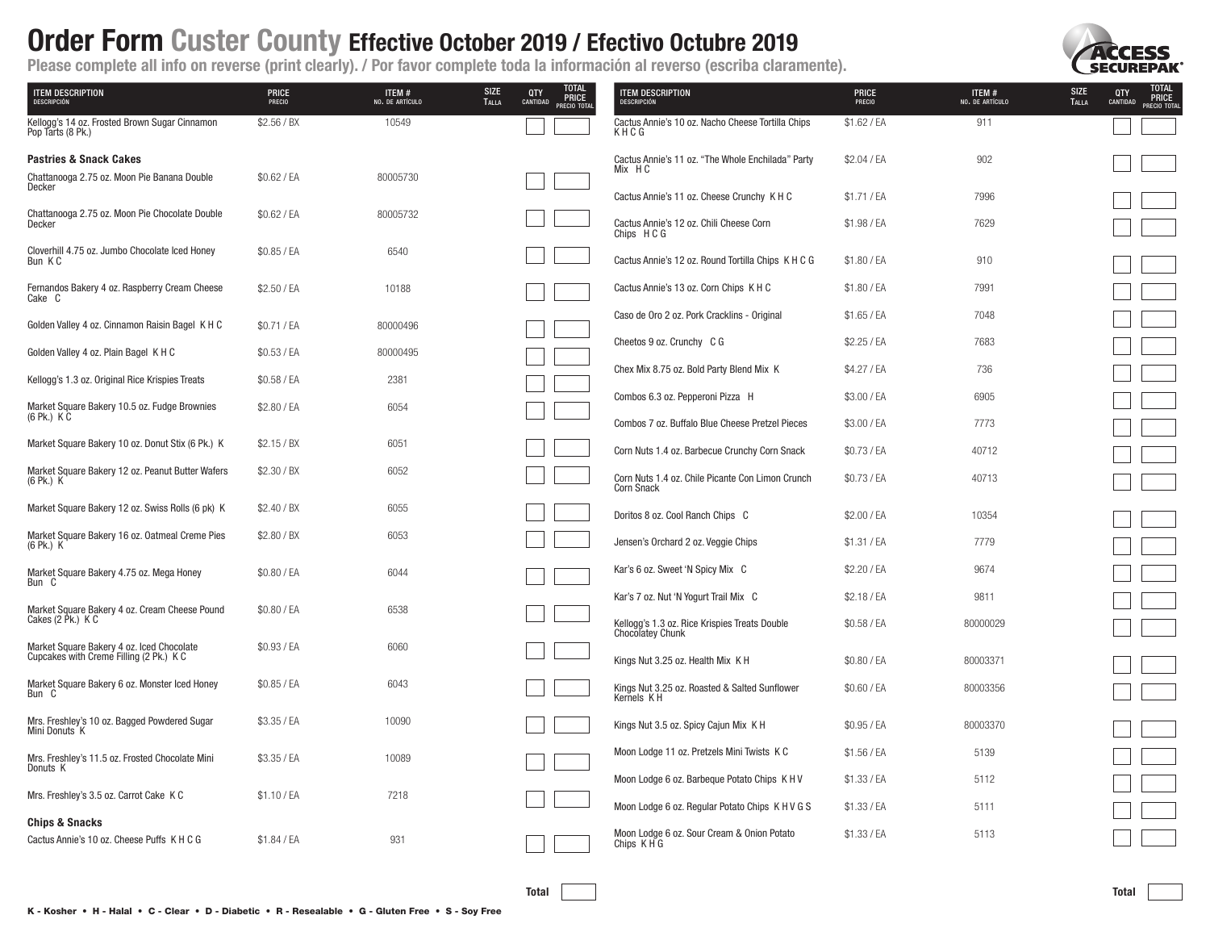# Order Form Custer County Effective October 2019 / Efectivo Octubre 2019

**Please complete all info on reverse (print clearly). / Por favor complete toda la información al reverso (escriba claramente).**

| ITEM DESCRIPTION DESCRIPCIÓN | PRICE PRECIO | ITEM # NO. DE ARTÍCULO | SIZE TALLA | QTY CANTIDAD | TOTAL PRICE PRECIO TOTAL |
|---|---|---|---|---|---|
| Kellogg's 14 oz. Frosted Brown Sugar Cinnamon Pop Tarts (8 Pk.) | $2.56 / BX | 10549 | | | |
| **Pastries & Snack Cakes** | | | | | |
| Chattanooga 2.75 oz. Moon Pie Banana Double Decker | $0.62 / EA | 80005730 | | | |
| Chattanooga 2.75 oz. Moon Pie Chocolate Double Decker | $0.62 / EA | 80005732 | | | |
| Cloverhill 4.75 oz. Jumbo Chocolate Iced Honey Bun K C | $0.85 / EA | 6540 | | | |
| Fernandos Bakery 4 oz. Raspberry Cream Cheese Cake C | $2.50 / EA | 10188 | | | |
| Golden Valley 4 oz. Cinnamon Raisin Bagel K H C | $0.71 / EA | 80000496 | | | |
| Golden Valley 4 oz. Plain Bagel K H C | $0.53 / EA | 80000495 | | | |
| Kellogg's 1.3 oz. Original Rice Krispies Treats | $0.58 / EA | 2381 | | | |
| Market Square Bakery 10.5 oz. Fudge Brownies (6 Pk.) K C | $2.80 / EA | 6054 | | | |
| Market Square Bakery 10 oz. Donut Stix (6 Pk.) K | $2.15 / BX | 6051 | | | |
| Market Square Bakery 12 oz. Peanut Butter Wafers (6 Pk.) K | $2.30 / BX | 6052 | | | |
| Market Square Bakery 12 oz. Swiss Rolls (6 pk) K | $2.40 / BX | 6055 | | | |
| Market Square Bakery 16 oz. Oatmeal Creme Pies (6 Pk.) K | $2.80 / BX | 6053 | | | |
| Market Square Bakery 4.75 oz. Mega Honey Bun C | $0.80 / EA | 6044 | | | |
| Market Square Bakery 4 oz. Cream Cheese Pound Cakes (2 Pk.) K C | $0.80 / EA | 6538 | | | |
| Market Square Bakery 4 oz. Iced Chocolate Cupcakes with Creme Filling (2 Pk.) K C | $0.93 / EA | 6060 | | | |
| Market Square Bakery 6 oz. Monster Iced Honey Bun C | $0.85 / EA | 6043 | | | |
| Mrs. Freshley's 10 oz. Bagged Powdered Sugar Mini Donuts K | $3.35 / EA | 10090 | | | |
| Mrs. Freshley's 11.5 oz. Frosted Chocolate Mini Donuts K | $3.35 / EA | 10089 | | | |
| Mrs. Freshley's 3.5 oz. Carrot Cake K C | $1.10 / EA | 7218 | | | |
| **Chips & Snacks** | | | | | |
| Cactus Annie's 10 oz. Cheese Puffs K H C G | $1.84 / EA | 931 | | | |
| | | | | **Total** | |

| ITEM DESCRIPTION DESCRIPCIÓN | PRICE PRECIO | ITEM # NO. DE ARTÍCULO | SIZE TALLA | QTY CANTIDAD | TOTAL PRICE PRECIO TOTAL |
|---|---|---|---|---|---|
| Cactus Annie's 10 oz. Nacho Cheese Tortilla Chips K H C G | $1.62 / EA | 911 | | | |
| Cactus Annie's 11 oz. "The Whole Enchilada" Party Mix H C | $2.04 / EA | 902 | | | |
| Cactus Annie's 11 oz. Cheese Crunchy K H C | $1.71 / EA | 7996 | | | |
| Cactus Annie's 12 oz. Chili Cheese Corn Chips H C G | $1.98 / EA | 7629 | | | |
| Cactus Annie's 12 oz. Round Tortilla Chips K H C G | $1.80 / EA | 910 | | | |
| Cactus Annie's 13 oz. Corn Chips K H C | $1.80 / EA | 7991 | | | |
| Caso de Oro 2 oz. Pork Cracklins - Original | $1.65 / EA | 7048 | | | |
| Cheetos 9 oz. Crunchy C G | $2.25 / EA | 7683 | | | |
| Chex Mix 8.75 oz. Bold Party Blend Mix K | $4.27 / EA | 736 | | | |
| Combos 6.3 oz. Pepperoni Pizza H | $3.00 / EA | 6905 | | | |
| Combos 7 oz. Buffalo Blue Cheese Pretzel Pieces | $3.00 / EA | 7773 | | | |
| Corn Nuts 1.4 oz. Barbecue Crunchy Corn Snack | $0.73 / EA | 40712 | | | |
| Corn Nuts 1.4 oz. Chile Picante Con Limon Crunch Corn Snack | $0.73 / EA | 40713 | | | |
| Doritos 8 oz. Cool Ranch Chips C | $2.00 / EA | 10354 | | | |
| Jensen's Orchard 2 oz. Veggie Chips | $1.31 / EA | 7779 | | | |
| Kar's 6 oz. Sweet 'N Spicy Mix C | $2.20 / EA | 9674 | | | |
| Kar's 7 oz. Nut 'N Yogurt Trail Mix C | $2.18 / EA | 9811 | | | |
| Kellogg's 1.3 oz. Rice Krispies Treats Double Chocolatey Chunk | $0.58 / EA | 80000029 | | | |
| Kings Nut 3.25 oz. Health Mix K H | $0.80 / EA | 80003371 | | | |
| Kings Nut 3.25 oz. Roasted & Salted Sunflower Kernels K H | $0.60 / EA | 80003356 | | | |
| Kings Nut 3.5 oz. Spicy Cajun Mix K H | $0.95 / EA | 80003370 | | | |
| Moon Lodge 11 oz. Pretzels Mini Twists K C | $1.56 / EA | 5139 | | | |
| Moon Lodge 6 oz. Barbeque Potato Chips K H V | $1.33 / EA | 5112 | | | |
| Moon Lodge 6 oz. Regular Potato Chips K H V G S | $1.33 / EA | 5111 | | | |
| Moon Lodge 6 oz. Sour Cream & Onion Potato Chips K H G | $1.33 / EA | 5113 | | | |
| | | | | **Total** | |

**K - Kosher • H - Halal • C - Clear • D - Diabetic • R - Resealable • G - Gluten Free • S - Soy Free**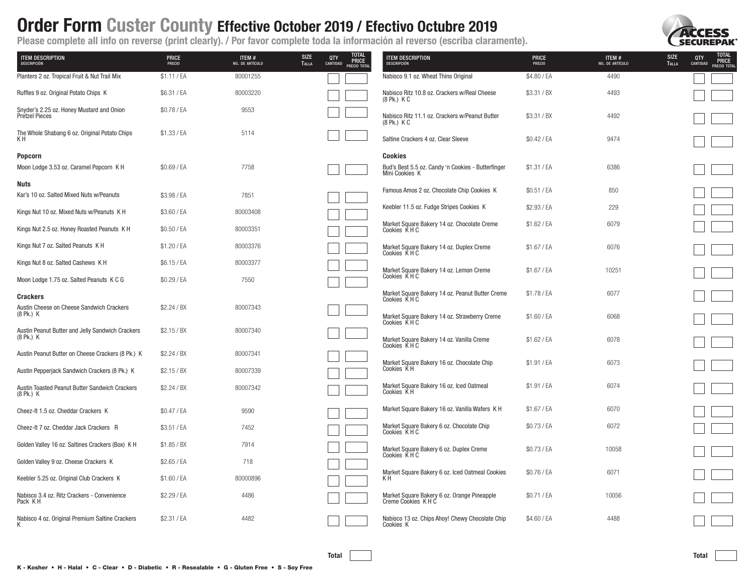# Order Form Custer County Effective October 2019 / Efectivo Octubre 2019

**Please complete all info on reverse (print clearly). / Por favor complete toda la información al reverso (escriba claramente).**

| ITEM DESCRIPTION DESCRIPCIÓN | PRICE PRECIO | ITEM # NO. DE ARTÍCULO | SIZE TALLA | QTY CANTIDAD | TOTAL PRICE PRECIO TOTAL |
|---|---|---|---|---|---|
| Planters 2 oz. Tropical Fruit & Nut Trail Mix | $1.11 / EA | 80001255 | | | |
| Ruffles 9 oz. Original Potato Chips K | $6.31 / EA | 80003220 | | | |
| Snyder's 2.25 oz. Honey Mustard and Onion Pretzel Pieces | $0.78 / EA | 9553 | | | |
| The Whole Shabang 6 oz. Original Potato Chips K H | $1.33 / EA | 5114 | | | |
| **Popcorn** | | | | | |
| Moon Lodge 3.53 oz. Caramel Popcorn K H | $0.69 / EA | 7758 | | | |
| **Nuts** | | | | | |
| Kar's 10 oz. Salted Mixed Nuts w/Peanuts | $3.98 / EA | 7851 | | | |
| Kings Nut 10 oz. Mixed Nuts w/Peanuts K H | $3.60 / EA | 80003408 | | | |
| Kings Nut 2.5 oz. Honey Roasted Peanuts K H | $0.50 / EA | 80003351 | | | |
| Kings Nut 7 oz. Salted Peanuts K H | $1.20 / EA | 80003376 | | | |
| Kings Nut 8 oz. Salted Cashews K H | $6.15 / EA | 80003377 | | | |
| Moon Lodge 1.75 oz. Salted Peanuts K C G | $0.29 / EA | 7550 | | | |
| **Crackers** | | | | | |
| Austin Cheese on Cheese Sandwich Crackers (8 Pk.) K | $2.24 / BX | 80007343 | | | |
| Austin Peanut Butter and Jelly Sandwich Crackers (8 Pk.) K | $2.15 / BX | 80007340 | | | |
| Austin Peanut Butter on Cheese Crackers (8 Pk.) K | $2.24 / BX | 80007341 | | | |
| Austin Pepperjack Sandwich Crackers (8 Pk.) K | $2.15 / BX | 80007339 | | | |
| Austin Toasted Peanut Butter Sandwich Crackers (8 Pk.) K | $2.24 / BX | 80007342 | | | |
| Cheez-It 1.5 oz. Cheddar Crackers K | $0.47 / EA | 9590 | | | |
| Cheez-It 7 oz. Cheddar Jack Crackers R | $3.51 / EA | 7452 | | | |
| Golden Valley 16 oz. Saltines Crackers (Box) K H | $1.85 / BX | 7914 | | | |
| Golden Valley 9 oz. Cheese Crackers K | $2.65 / EA | 718 | | | |
| Keebler 5.25 oz. Original Club Crackers K | $1.60 / EA | 80000896 | | | |
| Nabisco 3.4 oz. Ritz Crackers - Convenience Pack K H | $2.29 / EA | 4486 | | | |
| Nabisco 4 oz. Original Premium Saltine Crackers K | $2.31 / EA | 4482 | | | |
| | | | | **Total** | |

| ITEM DESCRIPTION DESCRIPCIÓN | PRICE PRECIO | ITEM # NO. DE ARTÍCULO | SIZE TALLA | QTY CANTIDAD | TOTAL PRICE PRECIO TOTAL |
|---|---|---|---|---|---|
| Nabisco 9.1 oz. Wheat Thins Original | $4.80 / EA | 4490 | | | |
| Nabisco Ritz 10.8 oz. Crackers w/Real Cheese (8 Pk.) K C | $3.31 / BX | 4493 | | | |
| Nabisco Ritz 11.1 oz. Crackers w/Peanut Butter (8 Pk.) K C | $3.31 / BX | 4492 | | | |
| Saltine Crackers 4 oz. Clear Sleeve | $0.42 / EA | 9474 | | | |
| **Cookies** | | | | | |
| Bud's Best 5.5 oz. Candy 'n Cookies - Butterfinger Mini Cookies K | $1.31 / EA | 6386 | | | |
| Famous Amos 2 oz. Chocolate Chip Cookies K | $0.51 / EA | 850 | | | |
| Keebler 11.5 oz. Fudge Stripes Cookies K | $2.93 / EA | 229 | | | |
| Market Square Bakery 14 oz. Chocolate Creme Cookies K H C | $1.62 / EA | 6079 | | | |
| Market Square Bakery 14 oz. Duplex Creme Cookies K H C | $1.67 / EA | 6076 | | | |
| Market Square Bakery 14 oz. Lemon Creme Cookies K H C | $1.67 / EA | 10251 | | | |
| Market Square Bakery 14 oz. Peanut Butter Creme Cookies K H C | $1.78 / EA | 6077 | | | |
| Market Square Bakery 14 oz. Strawberry Creme Cookies K H C | $1.60 / EA | 6068 | | | |
| Market Square Bakery 14 oz. Vanilla Creme Cookies K H C | $1.62 / EA | 6078 | | | |
| Market Square Bakery 16 oz. Chocolate Chip Cookies K H | $1.91 / EA | 6073 | | | |
| Market Square Bakery 16 oz. Iced Oatmeal Cookies K H | $1.91 / EA | 6074 | | | |
| Market Square Bakery 16 oz. Vanilla Wafers K H | $1.67 / EA | 6070 | | | |
| Market Square Bakery 6 oz. Chocolate Chip Cookies K H C | $0.73 / EA | 6072 | | | |
| Market Square Bakery 6 oz. Duplex Creme Cookies K H C | $0.73 / EA | 10058 | | | |
| Market Square Bakery 6 oz. Iced Oatmeal Cookies K H | $0.76 / EA | 6071 | | | |
| Market Square Bakery 6 oz. Orange Pineapple Creme Cookies K H C | $0.71 / EA | 10056 | | | |
| Nabisco 13 oz. Chips Ahoy! Chewy Chocolate Chip Cookies K | $4.60 / EA | 4488 | | | |
| | | | | **Total** | |

K - Kosher • H - Halal • C - Clear • D - Diabetic • R - Resealable • G - Gluten Free • S - Soy Free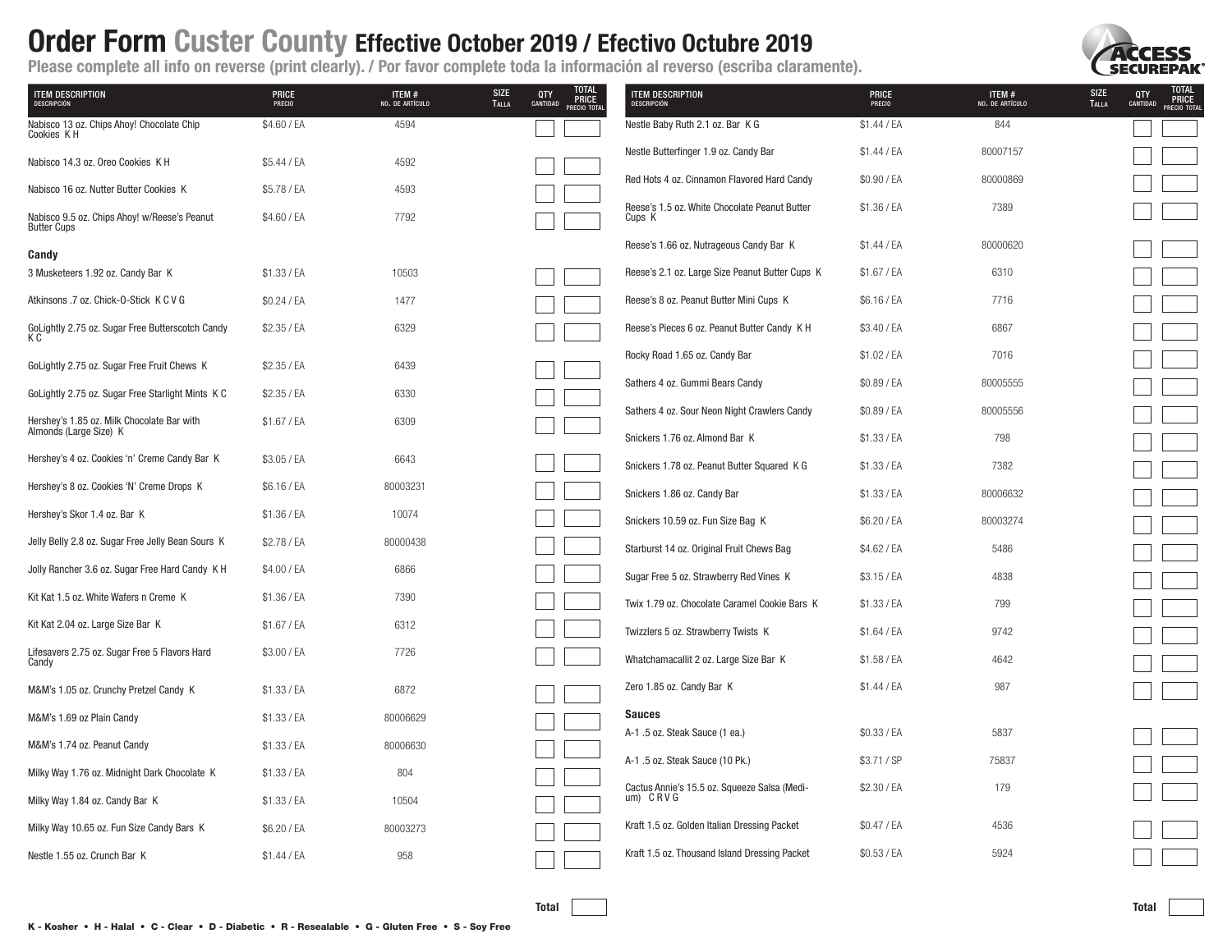# Order Form Custer County Effective October 2019 / Efectivo Octubre 2019

**Please complete all info on reverse (print clearly). / Por favor complete toda la información al reverso (escriba claramente).**

| ITEM DESCRIPTION DESCRIPCIÓN | PRICE PRECIO | ITEM # NO. DE ARTÍCULO | SIZE TALLA | QTY CANTIDAD | TOTAL PRICE PRECIO TOTAL |
|---|---|---|---|---|---|
| Nabisco 13 oz. Chips Ahoy! Chocolate Chip Cookies K H | $4.60 / EA | 4594 | | | |
| Nabisco 14.3 oz. Oreo Cookies K H | $5.44 / EA | 4592 | | | |
| Nabisco 16 oz. Nutter Butter Cookies K | $5.78 / EA | 4593 | | | |
| Nabisco 9.5 oz. Chips Ahoy! w/Reese's Peanut Butter Cups | $4.60 / EA | 7792 | | | |
| **Candy** | | | | | |
| 3 Musketeers 1.92 oz. Candy Bar K | $1.33 / EA | 10503 | | | |
| Atkinsons .7 oz. Chick-O-Stick K C V G | $0.24 / EA | 1477 | | | |
| GoLightly 2.75 oz. Sugar Free Butterscotch Candy K C | $2.35 / EA | 6329 | | | |
| GoLightly 2.75 oz. Sugar Free Fruit Chews K | $2.35 / EA | 6439 | | | |
| GoLightly 2.75 oz. Sugar Free Starlight Mints K C | $2.35 / EA | 6330 | | | |
| Hershey's 1.85 oz. Milk Chocolate Bar with Almonds (Large Size) K | $1.67 / EA | 6309 | | | |
| Hershey's 4 oz. Cookies 'n' Creme Candy Bar K | $3.05 / EA | 6643 | | | |
| Hershey's 8 oz. Cookies 'N' Creme Drops K | $6.16 / EA | 80003231 | | | |
| Hershey's Skor 1.4 oz. Bar K | $1.36 / EA | 10074 | | | |
| Jelly Belly 2.8 oz. Sugar Free Jelly Bean Sours K | $2.78 / EA | 80000438 | | | |
| Jolly Rancher 3.6 oz. Sugar Free Hard Candy K H | $4.00 / EA | 6866 | | | |
| Kit Kat 1.5 oz. White Wafers n Creme K | $1.36 / EA | 7390 | | | |
| Kit Kat 2.04 oz. Large Size Bar K | $1.67 / EA | 6312 | | | |
| Lifesavers 2.75 oz. Sugar Free 5 Flavors Hard Candy | $3.00 / EA | 7726 | | | |
| M&M's 1.05 oz. Crunchy Pretzel Candy K | $1.33 / EA | 6872 | | | |
| M&M's 1.69 oz Plain Candy | $1.33 / EA | 80006629 | | | |
| M&M's 1.74 oz. Peanut Candy | $1.33 / EA | 80006630 | | | |
| Milky Way 1.76 oz. Midnight Dark Chocolate K | $1.33 / EA | 804 | | | |
| Milky Way 1.84 oz. Candy Bar K | $1.33 / EA | 10504 | | | |
| Milky Way 10.65 oz. Fun Size Candy Bars K | $6.20 / EA | 80003273 | | | |
| Nestle 1.55 oz. Crunch Bar K | $1.44 / EA | 958 | | | |
| | | | | **Total** | |

| ITEM DESCRIPTION DESCRIPCIÓN | PRICE PRECIO | ITEM # NO. DE ARTÍCULO | SIZE TALLA | QTY CANTIDAD | TOTAL PRICE PRECIO TOTAL |
|---|---|---|---|---|---|
| Nestle Baby Ruth 2.1 oz. Bar K G | $1.44 / EA | 844 | | | |
| Nestle Butterfinger 1.9 oz. Candy Bar | $1.44 / EA | 80007157 | | | |
| Red Hots 4 oz. Cinnamon Flavored Hard Candy | $0.90 / EA | 80000869 | | | |
| Reese's 1.5 oz. White Chocolate Peanut Butter Cups K | $1.36 / EA | 7389 | | | |
| Reese's 1.66 oz. Nutrageous Candy Bar K | $1.44 / EA | 80000620 | | | |
| Reese's 2.1 oz. Large Size Peanut Butter Cups K | $1.67 / EA | 6310 | | | |
| Reese's 8 oz. Peanut Butter Mini Cups K | $6.16 / EA | 7716 | | | |
| Reese's Pieces 6 oz. Peanut Butter Candy K H | $3.40 / EA | 6867 | | | |
| Rocky Road 1.65 oz. Candy Bar | $1.02 / EA | 7016 | | | |
| Sathers 4 oz. Gummi Bears Candy | $0.89 / EA | 80005555 | | | |
| Sathers 4 oz. Sour Neon Night Crawlers Candy | $0.89 / EA | 80005556 | | | |
| Snickers 1.76 oz. Almond Bar K | $1.33 / EA | 798 | | | |
| Snickers 1.78 oz. Peanut Butter Squared K G | $1.33 / EA | 7382 | | | |
| Snickers 1.86 oz. Candy Bar | $1.33 / EA | 80006632 | | | |
| Snickers 10.59 oz. Fun Size Bag K | $6.20 / EA | 80003274 | | | |
| Starburst 14 oz. Original Fruit Chews Bag | $4.62 / EA | 5486 | | | |
| Sugar Free 5 oz. Strawberry Red Vines K | $3.15 / EA | 4838 | | | |
| Twix 1.79 oz. Chocolate Caramel Cookie Bars K | $1.33 / EA | 799 | | | |
| Twizzlers 5 oz. Strawberry Twists K | $1.64 / EA | 9742 | | | |
| Whatchamacallit 2 oz. Large Size Bar K | $1.58 / EA | 4642 | | | |
| Zero 1.85 oz. Candy Bar K | $1.44 / EA | 987 | | | |
| **Sauces** | | | | | |
| A-1 .5 oz. Steak Sauce (1 ea.) | $0.33 / EA | 5837 | | | |
| A-1 .5 oz. Steak Sauce (10 Pk.) | $3.71 / SP | 75837 | | | |
| Cactus Annie's 15.5 oz. Squeeze Salsa (Medium) C R V G | $2.30 / EA | 179 | | | |
| Kraft 1.5 oz. Golden Italian Dressing Packet | $0.47 / EA | 4536 | | | |
| Kraft 1.5 oz. Thousand Island Dressing Packet | $0.53 / EA | 5924 | | | |
| | | | | **Total** | |

**K - Kosher • H - Halal • C - Clear • D - Diabetic • R - Resealable • G - Gluten Free • S - Soy Free**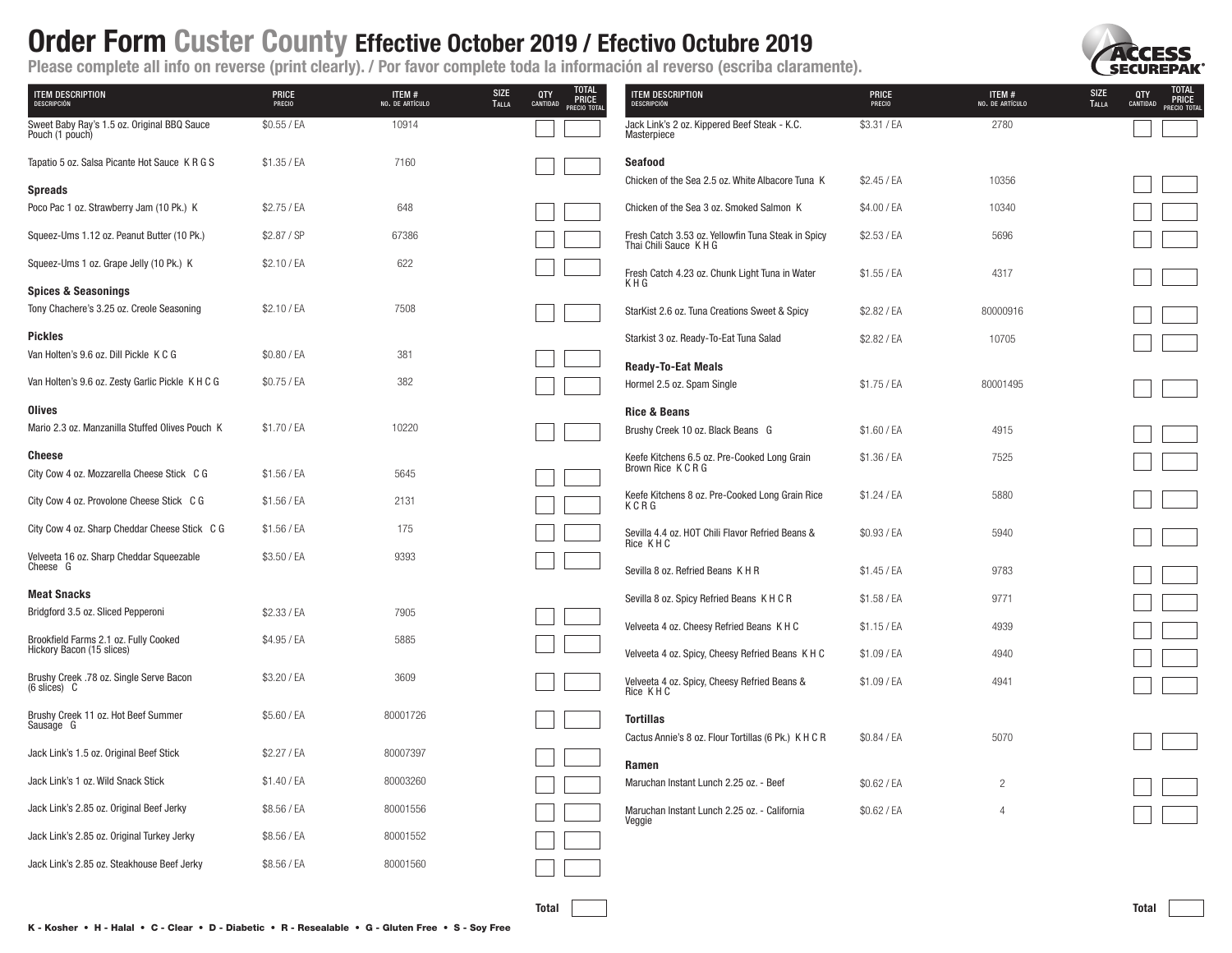# Order Form Custer County Effective October 2019 / Efectivo Octubre 2019

**Please complete all info on reverse (print clearly). / Por favor complete toda la información al reverso (escriba claramente).**

| ITEM DESCRIPTION / DESCRIPCIÓN | PRICE / PRECIO | ITEM # / NO. DE ARTÍCULO | SIZE / TALLA | QTY / CANTIDAD | TOTAL PRICE / PRECIO TOTAL |
|---|---|---|---|---|---|
| Sweet Baby Ray's 1.5 oz. Original BBQ Sauce Pouch (1 pouch) | $0.55 / EA | 10914 | | | |
| Tapatio 5 oz. Salsa Picante Hot Sauce K R G S | $1.35 / EA | 7160 | | | |
| **Spreads** | | | | | |
| Poco Pac 1 oz. Strawberry Jam (10 Pk.) K | $2.75 / EA | 648 | | | |
| Squeez-Ums 1.12 oz. Peanut Butter (10 Pk.) | $2.87 / SP | 67386 | | | |
| Squeez-Ums 1 oz. Grape Jelly (10 Pk.) K | $2.10 / EA | 622 | | | |
| **Spices & Seasonings** | | | | | |
| Tony Chachere's 3.25 oz. Creole Seasoning | $2.10 / EA | 7508 | | | |
| **Pickles** | | | | | |
| Van Holten's 9.6 oz. Dill Pickle K C G | $0.80 / EA | 381 | | | |
| Van Holten's 9.6 oz. Zesty Garlic Pickle K H C G | $0.75 / EA | 382 | | | |
| **Olives** | | | | | |
| Mario 2.3 oz. Manzanilla Stuffed Olives Pouch K | $1.70 / EA | 10220 | | | |
| **Cheese** | | | | | |
| City Cow 4 oz. Mozzarella Cheese Stick C G | $1.56 / EA | 5645 | | | |
| City Cow 4 oz. Provolone Cheese Stick C G | $1.56 / EA | 2131 | | | |
| City Cow 4 oz. Sharp Cheddar Cheese Stick C G | $1.56 / EA | 175 | | | |
| Velveeta 16 oz. Sharp Cheddar Squeezable Cheese G | $3.50 / EA | 9393 | | | |
| **Meat Snacks** | | | | | |
| Bridgford 3.5 oz. Sliced Pepperoni | $2.33 / EA | 7905 | | | |
| Brookfield Farms 2.1 oz. Fully Cooked Hickory Bacon (15 slices) | $4.95 / EA | 5885 | | | |
| Brushy Creek .78 oz. Single Serve Bacon (6 slices) C | $3.20 / EA | 3609 | | | |
| Brushy Creek 11 oz. Hot Beef Summer Sausage G | $5.60 / EA | 80001726 | | | |
| Jack Link's 1.5 oz. Original Beef Stick | $2.27 / EA | 80007397 | | | |
| Jack Link's 1 oz. Wild Snack Stick | $1.40 / EA | 80003260 | | | |
| Jack Link's 2.85 oz. Original Beef Jerky | $8.56 / EA | 80001556 | | | |
| Jack Link's 2.85 oz. Original Turkey Jerky | $8.56 / EA | 80001552 | | | |
| Jack Link's 2.85 oz. Steakhouse Beef Jerky | $8.56 / EA | 80001560 | | | |
| | | | | **Total** | |

| ITEM DESCRIPTION / DESCRIPCIÓN | PRICE / PRECIO | ITEM # / NO. DE ARTÍCULO | SIZE / TALLA | QTY / CANTIDAD | TOTAL PRICE / PRECIO TOTAL |
|---|---|---|---|---|---|
| Jack Link's 2 oz. Kippered Beef Steak - K.C. Masterpiece | $3.31 / EA | 2780 | | | |
| **Seafood** | | | | | |
| Chicken of the Sea 2.5 oz. White Albacore Tuna K | $2.45 / EA | 10356 | | | |
| Chicken of the Sea 3 oz. Smoked Salmon K | $4.00 / EA | 10340 | | | |
| Fresh Catch 3.53 oz. Yellowfin Tuna Steak in Spicy Thai Chili Sauce K H G | $2.53 / EA | 5696 | | | |
| Fresh Catch 4.23 oz. Chunk Light Tuna in Water K H G | $1.55 / EA | 4317 | | | |
| StarKist 2.6 oz. Tuna Creations Sweet & Spicy | $2.82 / EA | 80000916 | | | |
| Starkist 3 oz. Ready-To-Eat Tuna Salad | $2.82 / EA | 10705 | | | |
| **Ready-To-Eat Meals** | | | | | |
| Hormel 2.5 oz. Spam Single | $1.75 / EA | 80001495 | | | |
| **Rice & Beans** | | | | | |
| Brushy Creek 10 oz. Black Beans G | $1.60 / EA | 4915 | | | |
| Keefe Kitchens 6.5 oz. Pre-Cooked Long Grain Brown Rice K C R G | $1.36 / EA | 7525 | | | |
| Keefe Kitchens 8 oz. Pre-Cooked Long Grain Rice K C R G | $1.24 / EA | 5880 | | | |
| Sevilla 4.4 oz. HOT Chili Flavor Refried Beans & Rice K H C | $0.93 / EA | 5940 | | | |
| Sevilla 8 oz. Refried Beans K H R | $1.45 / EA | 9783 | | | |
| Sevilla 8 oz. Spicy Refried Beans K H C R | $1.58 / EA | 9771 | | | |
| Velveeta 4 oz. Cheesy Refried Beans K H C | $1.15 / EA | 4939 | | | |
| Velveeta 4 oz. Spicy, Cheesy Refried Beans K H C | $1.09 / EA | 4940 | | | |
| Velveeta 4 oz. Spicy, Cheesy Refried Beans & Rice K H C | $1.09 / EA | 4941 | | | |
| **Tortillas** | | | | | |
| Cactus Annie's 8 oz. Flour Tortillas (6 Pk.) K H C R | $0.84 / EA | 5070 | | | |
| **Ramen** | | | | | |
| Maruchan Instant Lunch 2.25 oz. - Beef | $0.62 / EA | 2 | | | |
| Maruchan Instant Lunch 2.25 oz. - California Veggie | $0.62 / EA | 4 | | | |
| | | | | **Total** | |

**K - Kosher • H - Halal • C - Clear • D - Diabetic • R - Resealable • G - Gluten Free • S - Soy Free**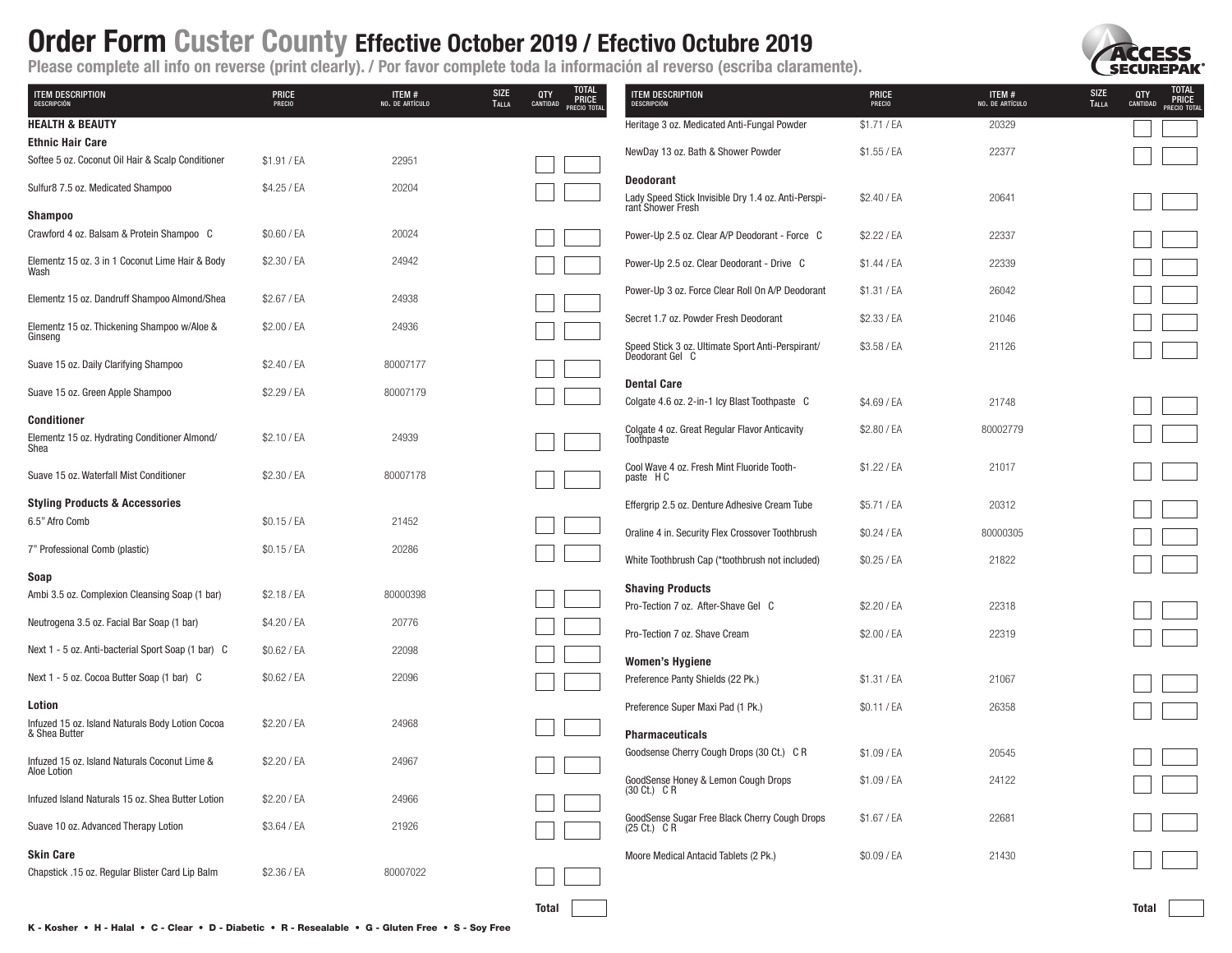# Order Form Custer County Effective October 2019 / Efectivo Octubre 2019

**Please complete all info on reverse (print clearly). / Por favor complete toda la información al reverso (escriba claramente).**

ACCESS SECUREPAK

| ITEM DESCRIPTION DESCRIPCIÓN | PRICE PRECIO | ITEM # NO. DE ARTÍCULO | SIZE TALLA | QTY CANTIDAD | TOTAL PRICE PRECIO TOTAL |
|---|---|---|---|---|---|
| **HEALTH & BEAUTY** | | | | | |
| **Ethnic Hair Care** | | | | | |
| Softee 5 oz. Coconut Oil Hair & Scalp Conditioner | $1.91 / EA | 22951 | | | |
| Sulfur8 7.5 oz. Medicated Shampoo | $4.25 / EA | 20204 | | | |
| **Shampoo** | | | | | |
| Crawford 4 oz. Balsam & Protein Shampoo C | $0.60 / EA | 20024 | | | |
| Elementz 15 oz. 3 in 1 Coconut Lime Hair & Body Wash | $2.30 / EA | 24942 | | | |
| Elementz 15 oz. Dandruff Shampoo Almond/Shea | $2.67 / EA | 24938 | | | |
| Elementz 15 oz. Thickening Shampoo w/Aloe & Ginseng | $2.00 / EA | 24936 | | | |
| Suave 15 oz. Daily Clarifying Shampoo | $2.40 / EA | 80007177 | | | |
| Suave 15 oz. Green Apple Shampoo | $2.29 / EA | 80007179 | | | |
| **Conditioner** | | | | | |
| Elementz 15 oz. Hydrating Conditioner Almond/Shea | $2.10 / EA | 24939 | | | |
| Suave 15 oz. Waterfall Mist Conditioner | $2.30 / EA | 80007178 | | | |
| **Styling Products & Accessories** | | | | | |
| 6.5" Afro Comb | $0.15 / EA | 21452 | | | |
| 7" Professional Comb (plastic) | $0.15 / EA | 20286 | | | |
| **Soap** | | | | | |
| Ambi 3.5 oz. Complexion Cleansing Soap (1 bar) | $2.18 / EA | 80000398 | | | |
| Neutrogena 3.5 oz. Facial Bar Soap (1 bar) | $4.20 / EA | 20776 | | | |
| Next 1 - 5 oz. Anti-bacterial Sport Soap (1 bar) C | $0.62 / EA | 22098 | | | |
| Next 1 - 5 oz. Cocoa Butter Soap (1 bar) C | $0.62 / EA | 22096 | | | |
| **Lotion** | | | | | |
| Infuzed 15 oz. Island Naturals Body Lotion Cocoa & Shea Butter | $2.20 / EA | 24968 | | | |
| Infuzed 15 oz. Island Naturals Coconut Lime & Aloe Lotion | $2.20 / EA | 24967 | | | |
| Infuzed Island Naturals 15 oz. Shea Butter Lotion | $2.20 / EA | 24966 | | | |
| Suave 10 oz. Advanced Therapy Lotion | $3.64 / EA | 21926 | | | |
| **Skin Care** | | | | | |
| Chapstick .15 oz. Regular Blister Card Lip Balm | $2.36 / EA | 80007022 | | | |
| | | | | **Total** | |

| ITEM DESCRIPTION DESCRIPCIÓN | PRICE PRECIO | ITEM # NO. DE ARTÍCULO | SIZE TALLA | QTY CANTIDAD | TOTAL PRICE PRECIO TOTAL |
|---|---|---|---|---|---|
| Heritage 3 oz. Medicated Anti-Fungal Powder | $1.71 / EA | 20329 | | | |
| NewDay 13 oz. Bath & Shower Powder | $1.55 / EA | 22377 | | | |
| **Deodorant** | | | | | |
| Lady Speed Stick Invisible Dry 1.4 oz. Anti-Perspirant Shower Fresh | $2.40 / EA | 20641 | | | |
| Power-Up 2.5 oz. Clear A/P Deodorant - Force C | $2.22 / EA | 22337 | | | |
| Power-Up 2.5 oz. Clear Deodorant - Drive C | $1.44 / EA | 22339 | | | |
| Power-Up 3 oz. Force Clear Roll On A/P Deodorant | $1.31 / EA | 26042 | | | |
| Secret 1.7 oz. Powder Fresh Deodorant | $2.33 / EA | 21046 | | | |
| Speed Stick 3 oz. Ultimate Sport Anti-Perspirant/Deodorant Gel C | $3.58 / EA | 21126 | | | |
| **Dental Care** | | | | | |
| Colgate 4.6 oz. 2-in-1 Icy Blast Toothpaste C | $4.69 / EA | 21748 | | | |
| Colgate 4 oz. Great Regular Flavor Anticavity Toothpaste | $2.80 / EA | 80002779 | | | |
| Cool Wave 4 oz. Fresh Mint Fluoride Toothpaste H C | $1.22 / EA | 21017 | | | |
| Effergrip 2.5 oz. Denture Adhesive Cream Tube | $5.71 / EA | 20312 | | | |
| Oraline 4 in. Security Flex Crossover Toothbrush | $0.24 / EA | 80000305 | | | |
| White Toothbrush Cap (*toothbrush not included) | $0.25 / EA | 21822 | | | |
| **Shaving Products** | | | | | |
| Pro-Tection 7 oz. After-Shave Gel C | $2.20 / EA | 22318 | | | |
| Pro-Tection 7 oz. Shave Cream | $2.00 / EA | 22319 | | | |
| **Women's Hygiene** | | | | | |
| Preference Panty Shields (22 Pk.) | $1.31 / EA | 21067 | | | |
| Preference Super Maxi Pad (1 Pk.) | $0.11 / EA | 26358 | | | |
| **Pharmaceuticals** | | | | | |
| Goodsense Cherry Cough Drops (30 Ct.) C R | $1.09 / EA | 20545 | | | |
| GoodSense Honey & Lemon Cough Drops (30 Ct.) C R | $1.09 / EA | 24122 | | | |
| GoodSense Sugar Free Black Cherry Cough Drops (25 Ct.) C R | $1.67 / EA | 22681 | | | |
| Moore Medical Antacid Tablets (2 Pk.) | $0.09 / EA | 21430 | | | |
| | | | | **Total** | |

**K - Kosher • H - Halal • C - Clear • D - Diabetic • R - Resealable • G - Gluten Free • S - Soy Free**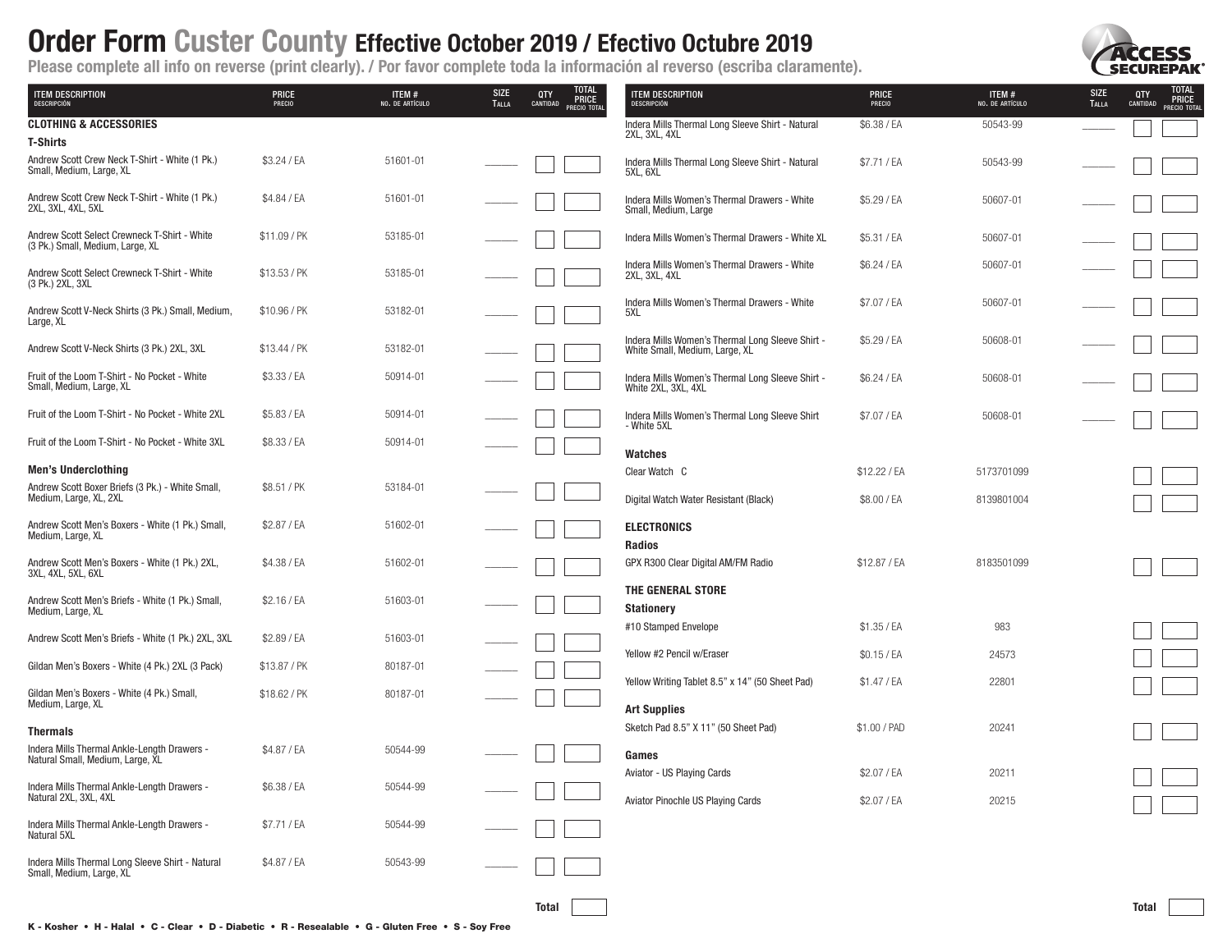# Order Form Custer County Effective October 2019 / Efectivo Octubre 2019

**Please complete all info on reverse (print clearly). / Por favor complete toda la información al reverso (escriba claramente).**

ACCESS SECUREPAK

| ITEM DESCRIPTION DESCRIPCIÓN | PRICE PRECIO | ITEM # NO. DE ARTÍCULO | SIZE TALLA | QTY CANTIDAD | TOTAL PRICE PRECIO TOTAL |
|---|---|---|---|---|---|
| **CLOTHING & ACCESSORIES** | | | | | |
| **T-Shirts** | | | | | |
| Andrew Scott Crew Neck T-Shirt - White (1 Pk.) Small, Medium, Large, XL | $3.24 / EA | 51601-01 | | | |
| Andrew Scott Crew Neck T-Shirt - White (1 Pk.) 2XL, 3XL, 4XL, 5XL | $4.84 / EA | 51601-01 | | | |
| Andrew Scott Select Crewneck T-Shirt - White (3 Pk.) Small, Medium, Large, XL | $11.09 / PK | 53185-01 | | | |
| Andrew Scott Select Crewneck T-Shirt - White (3 Pk.) 2XL, 3XL | $13.53 / PK | 53185-01 | | | |
| Andrew Scott V-Neck Shirts (3 Pk.) Small, Medium, Large, XL | $10.96 / PK | 53182-01 | | | |
| Andrew Scott V-Neck Shirts (3 Pk.) 2XL, 3XL | $13.44 / PK | 53182-01 | | | |
| Fruit of the Loom T-Shirt - No Pocket - White Small, Medium, Large, XL | $3.33 / EA | 50914-01 | | | |
| Fruit of the Loom T-Shirt - No Pocket - White 2XL | $5.83 / EA | 50914-01 | | | |
| Fruit of the Loom T-Shirt - No Pocket - White 3XL | $8.33 / EA | 50914-01 | | | |
| **Men's Underclothing** | | | | | |
| Andrew Scott Boxer Briefs (3 Pk.) - White Small, Medium, Large, XL, 2XL | $8.51 / PK | 53184-01 | | | |
| Andrew Scott Men's Boxers - White (1 Pk.) Small, Medium, Large, XL | $2.87 / EA | 51602-01 | | | |
| Andrew Scott Men's Boxers - White (1 Pk.) 2XL, 3XL, 4XL, 5XL, 6XL | $4.38 / EA | 51602-01 | | | |
| Andrew Scott Men's Briefs - White (1 Pk.) Small, Medium, Large, XL | $2.16 / EA | 51603-01 | | | |
| Andrew Scott Men's Briefs - White (1 Pk.) 2XL, 3XL | $2.89 / EA | 51603-01 | | | |
| Gildan Men's Boxers - White (4 Pk.) 2XL (3 Pack) | $13.87 / PK | 80187-01 | | | |
| Gildan Men's Boxers - White (4 Pk.) Small, Medium, Large, XL | $18.62 / PK | 80187-01 | | | |
| **Thermals** | | | | | |
| Indera Mills Thermal Ankle-Length Drawers - Natural Small, Medium, Large, XL | $4.87 / EA | 50544-99 | | | |
| Indera Mills Thermal Ankle-Length Drawers - Natural 2XL, 3XL, 4XL | $6.38 / EA | 50544-99 | | | |
| Indera Mills Thermal Ankle-Length Drawers - Natural 5XL | $7.71 / EA | 50544-99 | | | |
| Indera Mills Thermal Long Sleeve Shirt - Natural Small, Medium, Large, XL | $4.87 / EA | 50543-99 | | | |
| | | | | **Total** | |

| ITEM DESCRIPTION DESCRIPCIÓN | PRICE PRECIO | ITEM # NO. DE ARTÍCULO | SIZE TALLA | QTY CANTIDAD | TOTAL PRICE PRECIO TOTAL |
|---|---|---|---|---|---|
| Indera Mills Thermal Long Sleeve Shirt - Natural 2XL, 3XL, 4XL | $6.38 / EA | 50543-99 | | | |
| Indera Mills Thermal Long Sleeve Shirt - Natural 5XL, 6XL | $7.71 / EA | 50543-99 | | | |
| Indera Mills Women's Thermal Drawers - White Small, Medium, Large | $5.29 / EA | 50607-01 | | | |
| Indera Mills Women's Thermal Drawers - White XL | $5.31 / EA | 50607-01 | | | |
| Indera Mills Women's Thermal Drawers - White 2XL, 3XL, 4XL | $6.24 / EA | 50607-01 | | | |
| Indera Mills Women's Thermal Drawers - White 5XL | $7.07 / EA | 50607-01 | | | |
| Indera Mills Women's Thermal Long Sleeve Shirt - White Small, Medium, Large, XL | $5.29 / EA | 50608-01 | | | |
| Indera Mills Women's Thermal Long Sleeve Shirt - White 2XL, 3XL, 4XL | $6.24 / EA | 50608-01 | | | |
| Indera Mills Women's Thermal Long Sleeve Shirt - White 5XL | $7.07 / EA | 50608-01 | | | |
| **Watches** | | | | | |
| Clear Watch C | $12.22 / EA | 5173701099 | | | |
| Digital Watch Water Resistant (Black) | $8.00 / EA | 8139801004 | | | |
| **ELECTRONICS** | | | | | |
| **Radios** | | | | | |
| GPX R300 Clear Digital AM/FM Radio | $12.87 / EA | 8183501099 | | | |
| **THE GENERAL STORE** | | | | | |
| **Stationery** | | | | | |
| #10 Stamped Envelope | $1.35 / EA | 983 | | | |
| Yellow #2 Pencil w/Eraser | $0.15 / EA | 24573 | | | |
| Yellow Writing Tablet 8.5" x 14" (50 Sheet Pad) | $1.47 / EA | 22801 | | | |
| **Art Supplies** | | | | | |
| Sketch Pad 8.5" X 11" (50 Sheet Pad) | $1.00 / PAD | 20241 | | | |
| **Games** | | | | | |
| Aviator - US Playing Cards | $2.07 / EA | 20211 | | | |
| Aviator Pinochle US Playing Cards | $2.07 / EA | 20215 | | | |
| | | | | **Total** | |

K - Kosher • H - Halal • C - Clear • D - Diabetic • R - Resealable • G - Gluten Free • S - Soy Free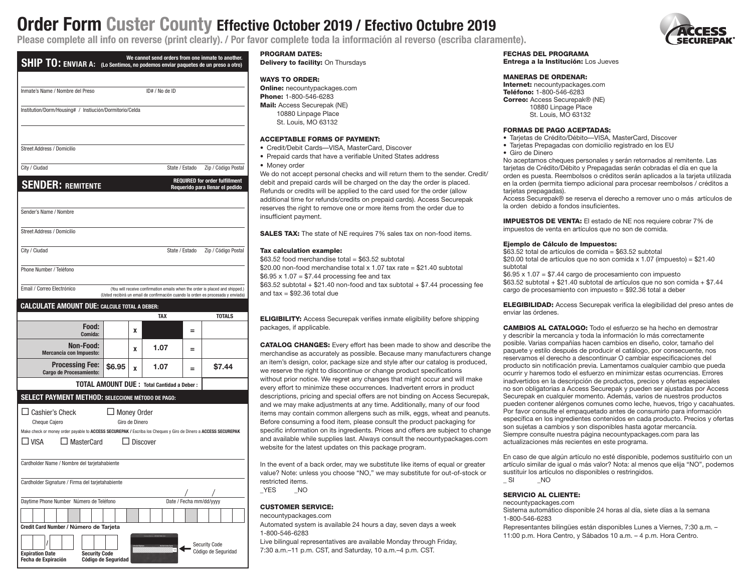# Order Form Custer County Effective October 2019 / Efectivo Octubre 2019

Please complete all info on reverse (print clearly). / Por favor complete toda la información al reverso (escriba claramente).

## SHIP TO: ENVIAR A:

We cannot send orders from one inmate to another. (Lo Sentimos, no podemos enviar paquetes de un preso a otro)

Inmate's Name / Nombre del Preso — ID# / No de ID

Institution/Dorm/Housing# / Instiución/Dormitorio/Celda

Street Address / Domicilio

City / Ciudad — State / Estado — Zip / Código Postal

## SENDER: REMITENTE

REQUIRED for order fulfillment / Requerido para llenar el pedido

Sender's Name / Nombre

Street Address / Domicilio

City / Ciudad — State / Estado — Zip / Código Postal

Phone Number / Teléfono

Email / Correo Electrónico (You will receive confirmation emails when the order is placed and shipped.) (Usted recibirá un email de confirmación cuando la orden es procesada y enviada)

## CALCULATE AMOUNT DUE: CALCULE TOTAL A DEBER:

| | | | TAX | | TOTALS |
|---|---|---|---|---|---|
| **Food:** Comida: | | x | | = | |
| **Non-Food:** Mercancía con Impuesto: | | x | 1.07 | = | |
| **Processing Fee:** Cargo de Procesamiento: | $6.95 | x | 1.07 | = | $7.44 |
| **TOTAL AMOUNT DUE :** Total Cantidad a Deber : | | | | | |

## SELECT PAYMENT METHOD: SELECCIONE MÉTODO DE PAGO:

☐ Cashier's Check / Cheque Cajero ☐ Money Order / Giro de Dinero

Make check or money order payable to **ACCESS SECUREPAK** / Escriba los Cheques y Giro de Dinero a **ACCESS SECUREPAK**

☐ VISA ☐ MasterCard ☐ Discover

Cardholder Name / Nombre del tarjetahabiente

Cardholder Signature / Firma del tarjetahabiente

Daytime Phone Number Número de Teléfono — Date / Fecha mm/dd/yyyy

**Credit Card Number / Número de Tarjeta**

Expiration Date / Fecha de Expiración — Security Code / Código de Seguridad — Security Code / Código de Seguridad

**PROGRAM DATES:**
**Delivery to facility:** On Thursdays

**WAYS TO ORDER:**
**Online:** necountypackages.com
**Phone:** 1-800-546-6283
**Mail:** Access Securepak (NE)
10880 Linpage Place
St. Louis, MO 63132

**ACCEPTABLE FORMS OF PAYMENT:**

- Credit/Debit Cards—VISA, MasterCard, Discover
- Prepaid cards that have a verifiable United States address
- Money order

We do not accept personal checks and will return them to the sender. Credit/debit and prepaid cards will be charged on the day the order is placed. Refunds or credits will be applied to the card used for the order (allow additional time for refunds/credits on prepaid cards). Access Securepak reserves the right to remove one or more items from the order due to insufficient payment.

**SALES TAX:** The state of NE requires 7% sales tax on non-food items.

**Tax calculation example:**
$63.52 food merchandise total = $63.52 subtotal
$20.00 non-food merchandise total x 1.07 tax rate = $21.40 subtotal
$6.95 x 1.07 = $7.44 processing fee and tax
$63.52 subtotal + $21.40 non-food and tax subtotal + $7.44 processing fee and tax = $92.36 total due

**ELIGIBILITY:** Access Securepak verifies inmate eligibility before shipping packages, if applicable.

**CATALOG CHANGES:** Every effort has been made to show and describe the merchandise as accurately as possible. Because many manufacturers change an item's design, color, package size and style after our catalog is produced, we reserve the right to discontinue or change product specifications without prior notice. We regret any changes that might occur and will make every effort to minimize these occurrences. Inadvertent errors in product descriptions, pricing and special offers are not binding on Access Securepak, and we may make adjustments at any time. Additionally, many of our food items may contain common allergens such as milk, eggs, wheat and peanuts. Before consuming a food item, please consult the product packaging for specific information on its ingredients. Prices and offers are subject to change and available while supplies last. Always consult the necountypackages.com website for the latest updates on this package program.

In the event of a back order, may we substitute like items of equal or greater value? Note: unless you choose "NO," we may substitute for out-of-stock or restricted items.
_YES _NO

**CUSTOMER SERVICE:**
necountypackages.com
Automated system is available 24 hours a day, seven days a week
1-800-546-6283
Live bilingual representatives are available Monday through Friday, 7:30 a.m.–11 p.m. CST, and Saturday, 10 a.m.–4 p.m. CST.

**FECHAS DEL PROGRAMA**
**Entrega a la Institución:** Los Jueves

**MANERAS DE ORDENAR:**
**Internet:** necountypackages.com
**Teléfono:** 1-800-546-6283
**Correo:** Access Securepak® (NE)
10880 Linpage Place
St. Louis, MO 63132

**FORMAS DE PAGO ACEPTADAS:**

- Tarjetas de Crédito/Débito—VISA, MasterCard, Discover
- Tarjetas Prepagadas con domicilio registrado en los EU
- Giro de Dinero

No aceptamos cheques personales y serán retornados al remitente. Las tarjetas de Crédito/Débito y Prepagadas serán cobradas el día en que la orden es puesta. Reembolsos o créditos serán aplicados a la tarjeta utilizada en la orden (permita tiempo adicional para procesar reembolsos / créditos a tarjetas prepagadas).
Access Securepak® se reserva el derecho a remover uno o más artículos de la orden debido a fondos insuficientes.

**IMPUESTOS DE VENTA:** El estado de NE nos requiere cobrar 7% de impuestos de venta en artículos que no son de comida.

**Ejemplo de Cálculo de Impuestos:**
$63.52 total de artículos de comida = $63.52 subtotal
$20.00 total de artículos que no son comida x 1.07 (impuesto) = $21.40 subtotal
$6.95 x 1.07 = $7.44 cargo de procesamiento con impuesto
$63.52 subtotal + $21.40 subtotal de artículos que no son comida + $7.44 cargo de procesamiento con impuesto = $92.36 total a deber

**ELEGIBILIDAD:** Access Securepak verifica la elegibilidad del preso antes de enviar las órdenes.

**CAMBIOS AL CATALOGO:** Todo el esfuerzo se ha hecho en demostrar y describir la mercancía y toda la información lo más correctamente posible. Varias compañías hacen cambios en diseño, color, tamaño del paquete y estilo después de producir el catálogo, por consecuente, nos reservamos el derecho a descontinuar O cambiar especificaciones del producto sin notificación previa. Lamentamos cualquier cambio que pueda ocurrir y haremos todo el esfuerzo en minimizar estas ocurrencias. Errores inadvertidos en la descripción de productos, precios y ofertas especiales no son obligatorias a Access Securepak y pueden ser ajustadas por Access Securepak en cualquier momento. Además, varios de nuestros productos pueden contener alérgenos comunes como leche, huevos, trigo y cacahuates. Por favor consulte el empaquetado antes de consumirlo para información específica en los ingredientes contenidos en cada producto. Precios y ofertas son sujetas a cambios y son disponibles hasta agotar mercancía. Siempre consulte nuestra página necountypackages.com para las actualizaciones más recientes en este programa.

En caso de que algún artículo no esté disponible, podemos sustituirlo con un artículo similar de igual o más valor? Nota: al menos que elija "NO", podemos sustituir los artículos no disponibles o restringidos.
_ SI _NO

**SERVICIO AL CLIENTE:**
necountypackages.com
Sistema automático disponible 24 horas al día, siete días a la semana
1-800-546-6283
Representantes bilingües están disponibles Lunes a Viernes, 7:30 a.m. – 11:00 p.m. Hora Centro, y Sábados 10 a.m. – 4 p.m. Hora Centro.